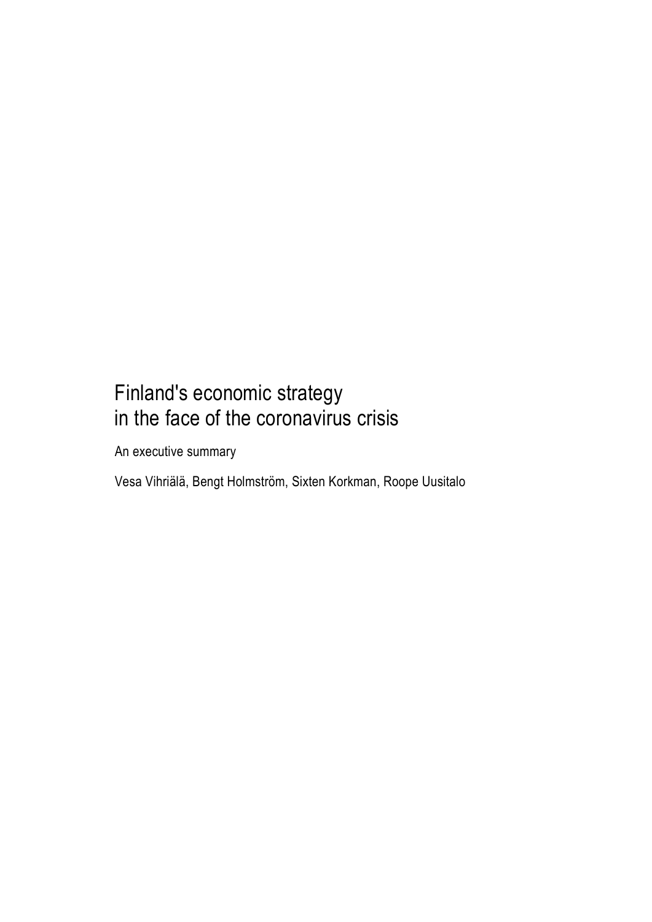# Finland's economic strategy in the face of the coronavirus crisis

An executive summary

Vesa Vihriälä, Bengt Holmström, Sixten Korkman, Roope Uusitalo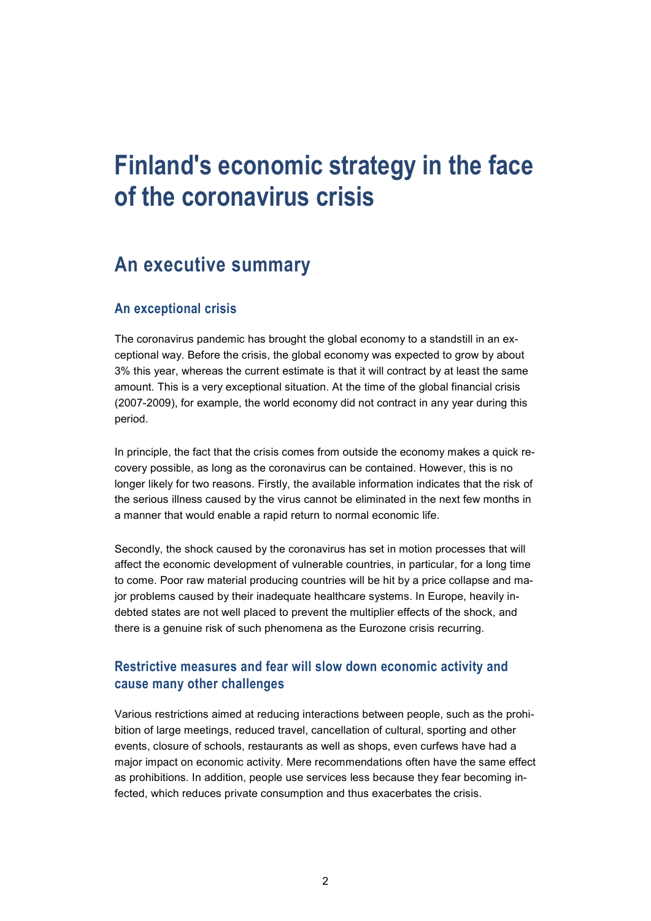# Finland's economic strategy in the face of the coronavirus crisis

## An executive summary

### An exceptional crisis

The coronavirus pandemic has brought the global economy to a standstill in an exceptional way. Before the crisis, the global economy was expected to grow by about 3% this year, whereas the current estimate is that it will contract by at least the same amount. This is a very exceptional situation. At the time of the global financial crisis (2007-2009), for example, the world economy did not contract in any year during this period.

In principle, the fact that the crisis comes from outside the economy makes a quick recovery possible, as long as the coronavirus can be contained. However, this is no longer likely for two reasons. Firstly, the available information indicates that the risk of the serious illness caused by the virus cannot be eliminated in the next few months in a manner that would enable a rapid return to normal economic life.

Secondly, the shock caused by the coronavirus has set in motion processes that will affect the economic development of vulnerable countries, in particular, for a long time to come. Poor raw material producing countries will be hit by a price collapse and major problems caused by their inadequate healthcare systems. In Europe, heavily indebted states are not well placed to prevent the multiplier effects of the shock, and there is a genuine risk of such phenomena as the Eurozone crisis recurring.

### Restrictive measures and fear will slow down economic activity and cause many other challenges

Various restrictions aimed at reducing interactions between people, such as the prohibition of large meetings, reduced travel, cancellation of cultural, sporting and other events, closure of schools, restaurants as well as shops, even curfews have had a major impact on economic activity. Mere recommendations often have the same effect as prohibitions. In addition, people use services less because they fear becoming infected, which reduces private consumption and thus exacerbates the crisis.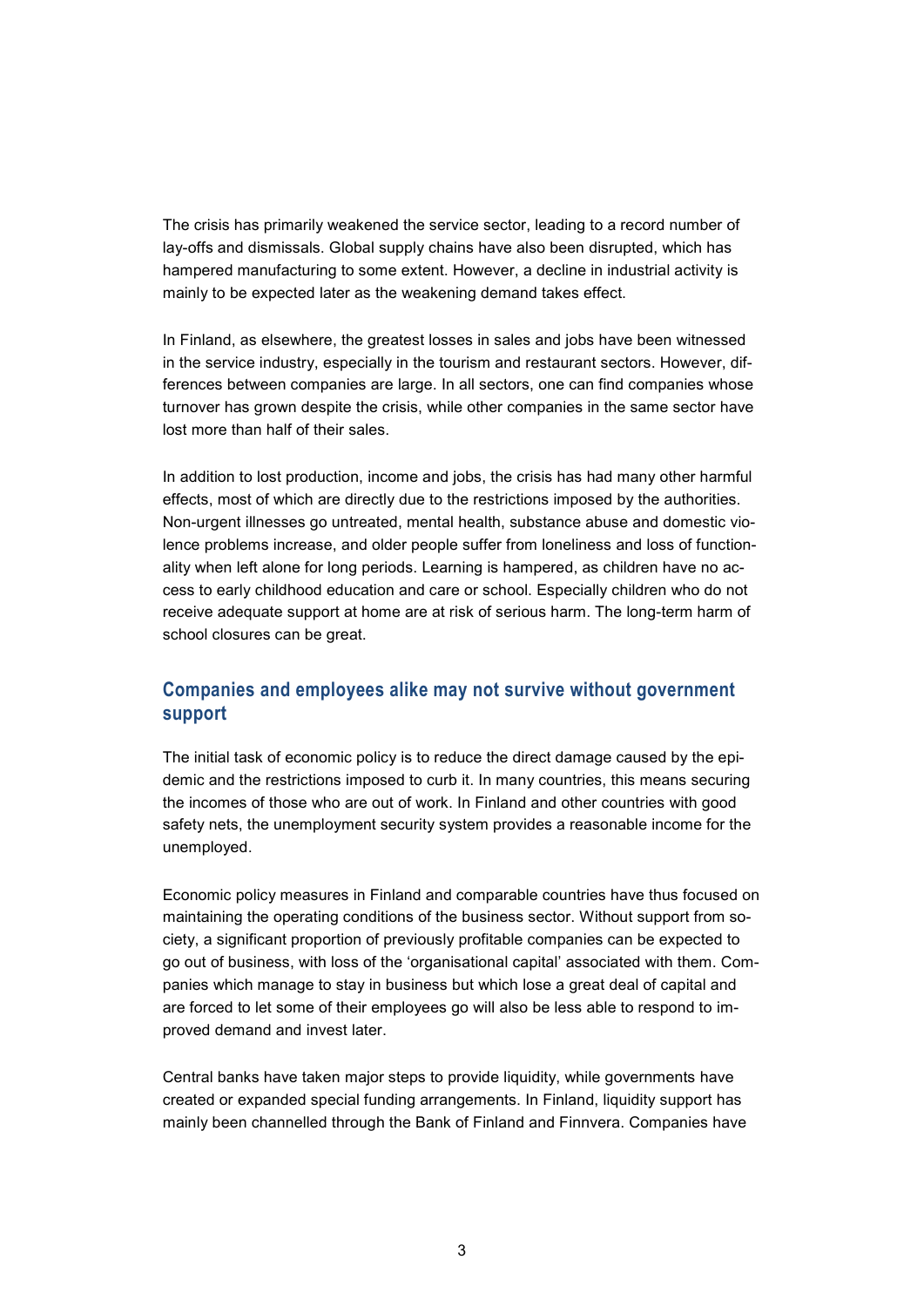The crisis has primarily weakened the service sector, leading to a record number of lay-offs and dismissals. Global supply chains have also been disrupted, which has hampered manufacturing to some extent. However, a decline in industrial activity is mainly to be expected later as the weakening demand takes effect.

In Finland, as elsewhere, the greatest losses in sales and jobs have been witnessed in the service industry, especially in the tourism and restaurant sectors. However, differences between companies are large. In all sectors, one can find companies whose turnover has grown despite the crisis, while other companies in the same sector have lost more than half of their sales.

In addition to lost production, income and jobs, the crisis has had many other harmful effects, most of which are directly due to the restrictions imposed by the authorities. Non-urgent illnesses go untreated, mental health, substance abuse and domestic violence problems increase, and older people suffer from loneliness and loss of functionality when left alone for long periods. Learning is hampered, as children have no access to early childhood education and care or school. Especially children who do not receive adequate support at home are at risk of serious harm. The long-term harm of school closures can be great.

## Companies and employees alike may not survive without government support

The initial task of economic policy is to reduce the direct damage caused by the epidemic and the restrictions imposed to curb it. In many countries, this means securing the incomes of those who are out of work. In Finland and other countries with good safety nets, the unemployment security system provides a reasonable income for the unemployed.

Economic policy measures in Finland and comparable countries have thus focused on maintaining the operating conditions of the business sector. Without support from society, a significant proportion of previously profitable companies can be expected to go out of business, with loss of the 'organisational capital' associated with them. Companies which manage to stay in business but which lose a great deal of capital and are forced to let some of their employees go will also be less able to respond to improved demand and invest later.

Central banks have taken major steps to provide liquidity, while governments have created or expanded special funding arrangements. In Finland, liquidity support has mainly been channelled through the Bank of Finland and Finnvera. Companies have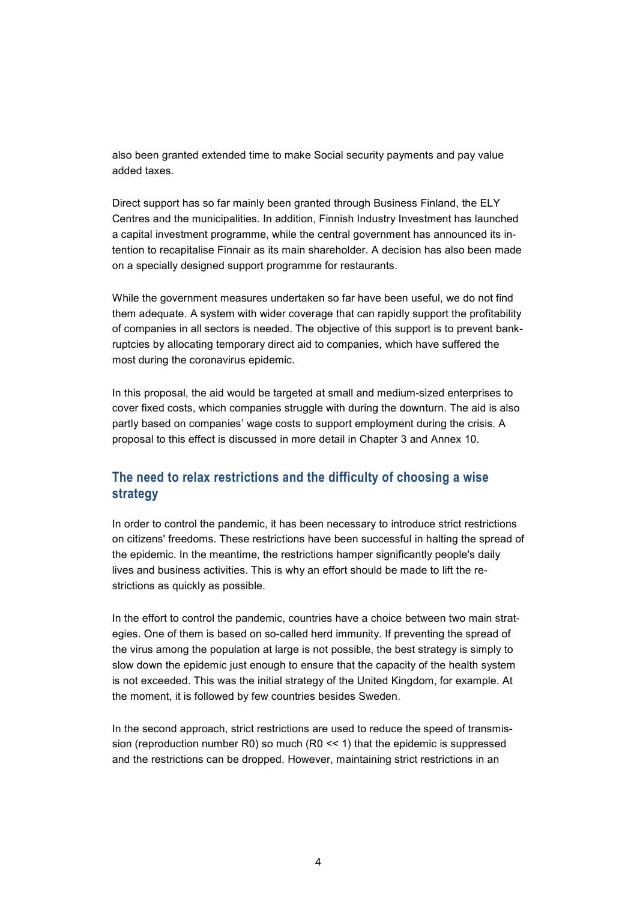also been granted extended time to make Social security payments and pay value added taxes.

Direct support has so far mainly been granted through Business Finland, the ELY Centres and the municipalities. In addition, Finnish Industry Investment has launched a capital investment programme, while the central government has announced its intention to recapitalise Finnair as its main shareholder. A decision has also been made on a specially designed support programme for restaurants.

While the government measures undertaken so far have been useful, we do not find them adequate. A system with wider coverage that can rapidly support the profitability of companies in all sectors is needed. The objective of this support is to prevent bankruptcies by allocating temporary direct aid to companies, which have suffered the most during the coronavirus epidemic.

In this proposal, the aid would be targeted at small and medium-sized enterprises to cover fixed costs, which companies struggle with during the downturn. The aid is also partly based on companies' wage costs to support employment during the crisis. A proposal to this effect is discussed in more detail in Chapter 3 and Annex 10.

## The need to relax restrictions and the difficulty of choosing a wise strategy

In order to control the pandemic, it has been necessary to introduce strict restrictions on citizens' freedoms. These restrictions have been successful in halting the spread of the epidemic. In the meantime, the restrictions hamper significantly people's daily lives and business activities. This is why an effort should be made to lift the restrictions as quickly as possible.

In the effort to control the pandemic, countries have a choice between two main strategies. One of them is based on so-called herd immunity. If preventing the spread of the virus among the population at large is not possible, the best strategy is simply to slow down the epidemic just enough to ensure that the capacity of the health system is not exceeded. This was the initial strategy of the United Kingdom, for example. At the moment, it is followed by few countries besides Sweden.

In the second approach, strict restrictions are used to reduce the speed of transmission (reproduction number $R_0$) so much ($R_0 \ll 1$) that the epidemic is suppressed and the restrictions can be dropped. However, maintaining strict restrictions in an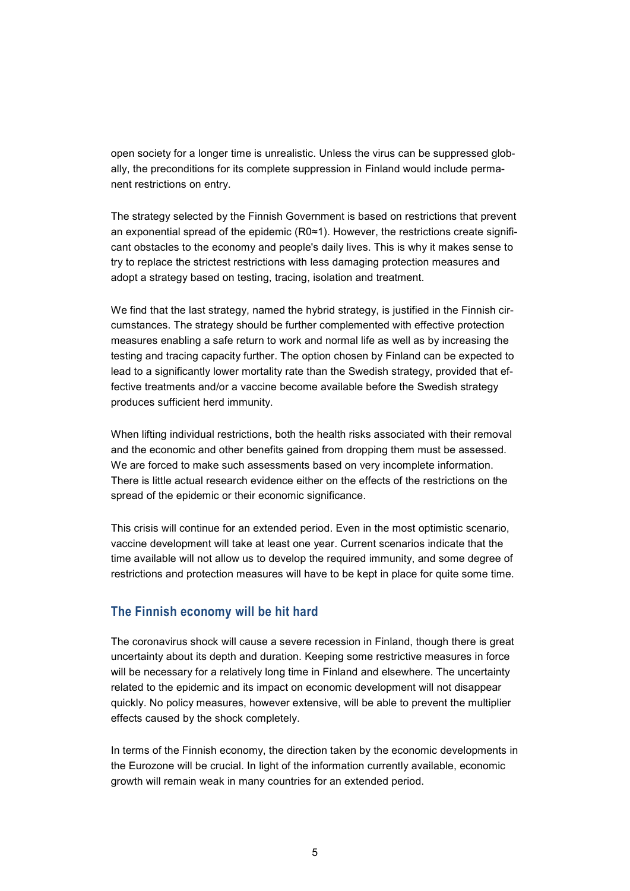open society for a longer time is unrealistic. Unless the virus can be suppressed globally, the preconditions for its complete suppression in Finland would include permanent restrictions on entry.

The strategy selected by the Finnish Government is based on restrictions that prevent an exponential spread of the epidemic ($R0 \approx 1$). However, the restrictions create significant obstacles to the economy and people's daily lives. This is why it makes sense to try to replace the strictest restrictions with less damaging protection measures and adopt a strategy based on testing, tracing, isolation and treatment.

We find that the last strategy, named the hybrid strategy, is justified in the Finnish circumstances. The strategy should be further complemented with effective protection measures enabling a safe return to work and normal life as well as by increasing the testing and tracing capacity further. The option chosen by Finland can be expected to lead to a significantly lower mortality rate than the Swedish strategy, provided that effective treatments and/or a vaccine become available before the Swedish strategy produces sufficient herd immunity.

When lifting individual restrictions, both the health risks associated with their removal and the economic and other benefits gained from dropping them must be assessed. We are forced to make such assessments based on very incomplete information. There is little actual research evidence either on the effects of the restrictions on the spread of the epidemic or their economic significance.

This crisis will continue for an extended period. Even in the most optimistic scenario, vaccine development will take at least one year. Current scenarios indicate that the time available will not allow us to develop the required immunity, and some degree of restrictions and protection measures will have to be kept in place for quite some time.

## The Finnish economy will be hit hard

The coronavirus shock will cause a severe recession in Finland, though there is great uncertainty about its depth and duration. Keeping some restrictive measures in force will be necessary for a relatively long time in Finland and elsewhere. The uncertainty related to the epidemic and its impact on economic development will not disappear quickly. No policy measures, however extensive, will be able to prevent the multiplier effects caused by the shock completely.

In terms of the Finnish economy, the direction taken by the economic developments in the Eurozone will be crucial. In light of the information currently available, economic growth will remain weak in many countries for an extended period.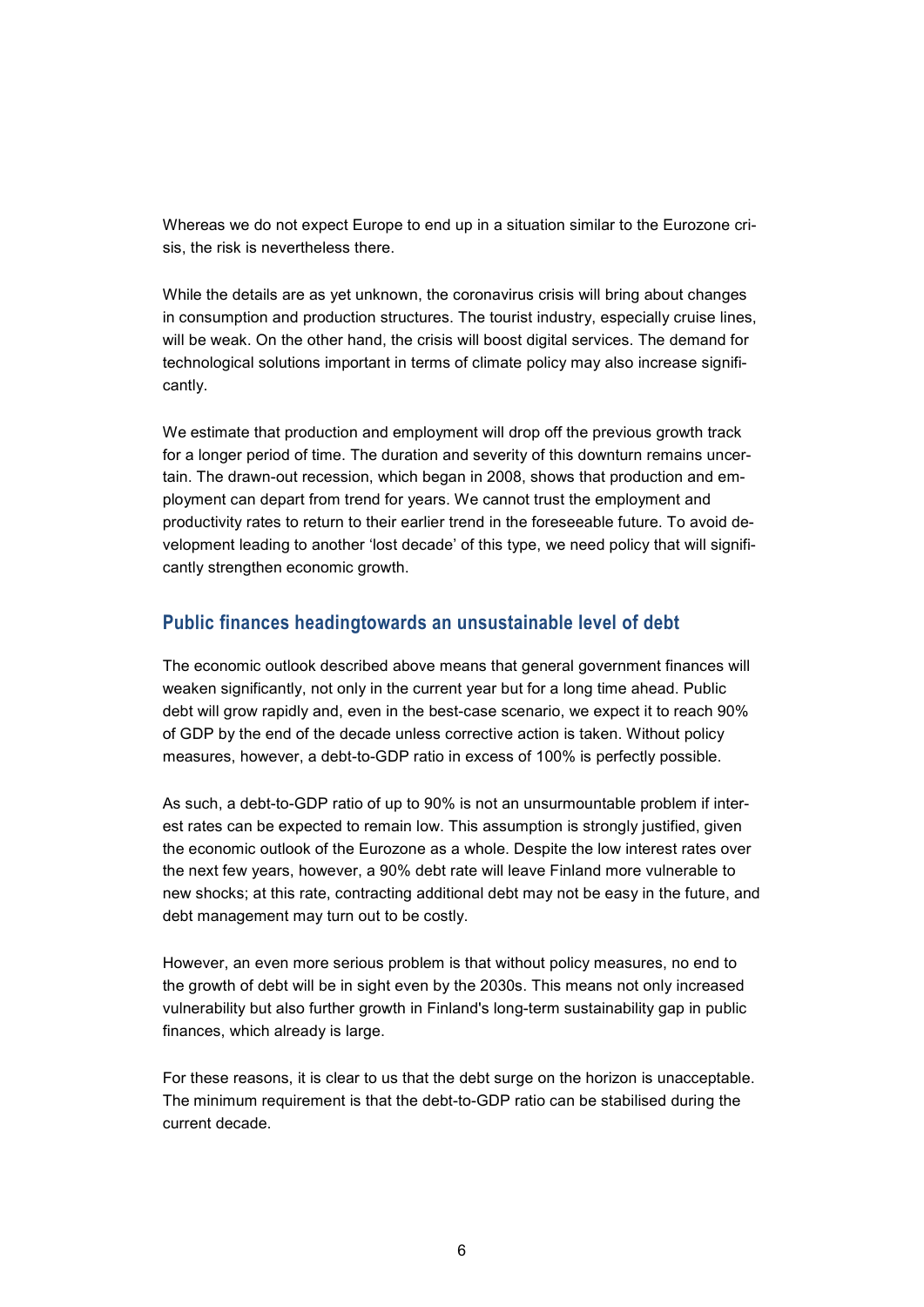Whereas we do not expect Europe to end up in a situation similar to the Eurozone crisis, the risk is nevertheless there.

While the details are as yet unknown, the coronavirus crisis will bring about changes in consumption and production structures. The tourist industry, especially cruise lines, will be weak. On the other hand, the crisis will boost digital services. The demand for technological solutions important in terms of climate policy may also increase significantly.

We estimate that production and employment will drop off the previous growth track for a longer period of time. The duration and severity of this downturn remains uncertain. The drawn-out recession, which began in 2008, shows that production and employment can depart from trend for years. We cannot trust the employment and productivity rates to return to their earlier trend in the foreseeable future. To avoid development leading to another 'lost decade' of this type, we need policy that will significantly strengthen economic growth.

## Public finances headingtowards an unsustainable level of debt

The economic outlook described above means that general government finances will weaken significantly, not only in the current year but for a long time ahead. Public debt will grow rapidly and, even in the best-case scenario, we expect it to reach 90% of GDP by the end of the decade unless corrective action is taken. Without policy measures, however, a debt-to-GDP ratio in excess of 100% is perfectly possible.

As such, a debt-to-GDP ratio of up to 90% is not an unsurmountable problem if interest rates can be expected to remain low. This assumption is strongly justified, given the economic outlook of the Eurozone as a whole. Despite the low interest rates over the next few years, however, a 90% debt rate will leave Finland more vulnerable to new shocks; at this rate, contracting additional debt may not be easy in the future, and debt management may turn out to be costly.

However, an even more serious problem is that without policy measures, no end to the growth of debt will be in sight even by the 2030s. This means not only increased vulnerability but also further growth in Finland's long-term sustainability gap in public finances, which already is large.

For these reasons, it is clear to us that the debt surge on the horizon is unacceptable. The minimum requirement is that the debt-to-GDP ratio can be stabilised during the current decade.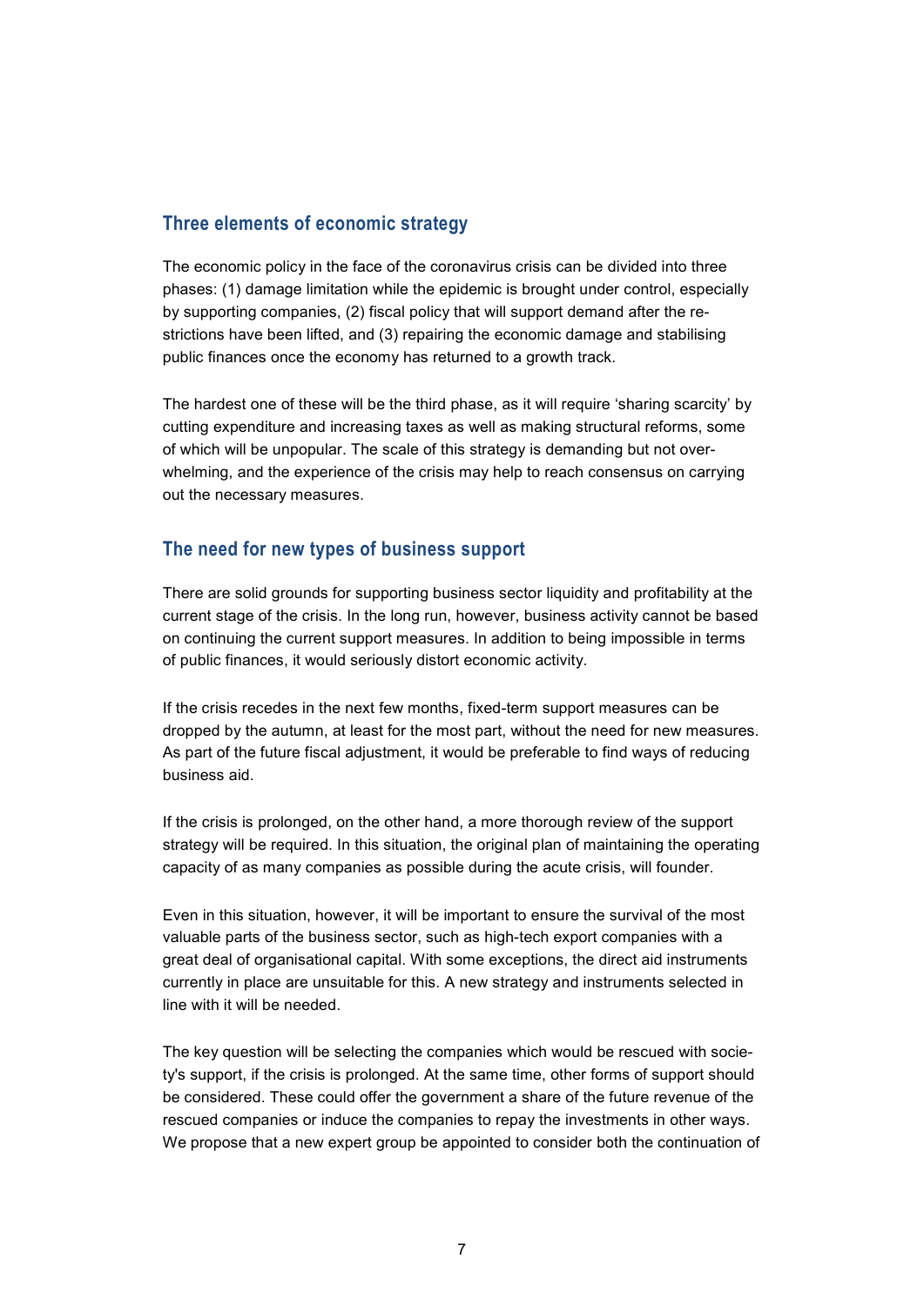## Three elements of economic strategy

The economic policy in the face of the coronavirus crisis can be divided into three phases: (1) damage limitation while the epidemic is brought under control, especially by supporting companies, (2) fiscal policy that will support demand after the restrictions have been lifted, and (3) repairing the economic damage and stabilising public finances once the economy has returned to a growth track.

The hardest one of these will be the third phase, as it will require 'sharing scarcity' by cutting expenditure and increasing taxes as well as making structural reforms, some of which will be unpopular. The scale of this strategy is demanding but not overwhelming, and the experience of the crisis may help to reach consensus on carrying out the necessary measures.

## The need for new types of business support

There are solid grounds for supporting business sector liquidity and profitability at the current stage of the crisis. In the long run, however, business activity cannot be based on continuing the current support measures. In addition to being impossible in terms of public finances, it would seriously distort economic activity.

If the crisis recedes in the next few months, fixed-term support measures can be dropped by the autumn, at least for the most part, without the need for new measures. As part of the future fiscal adjustment, it would be preferable to find ways of reducing business aid.

If the crisis is prolonged, on the other hand, a more thorough review of the support strategy will be required. In this situation, the original plan of maintaining the operating capacity of as many companies as possible during the acute crisis, will founder.

Even in this situation, however, it will be important to ensure the survival of the most valuable parts of the business sector, such as high-tech export companies with a great deal of organisational capital. With some exceptions, the direct aid instruments currently in place are unsuitable for this. A new strategy and instruments selected in line with it will be needed.

The key question will be selecting the companies which would be rescued with society's support, if the crisis is prolonged. At the same time, other forms of support should be considered. These could offer the government a share of the future revenue of the rescued companies or induce the companies to repay the investments in other ways. We propose that a new expert group be appointed to consider both the continuation of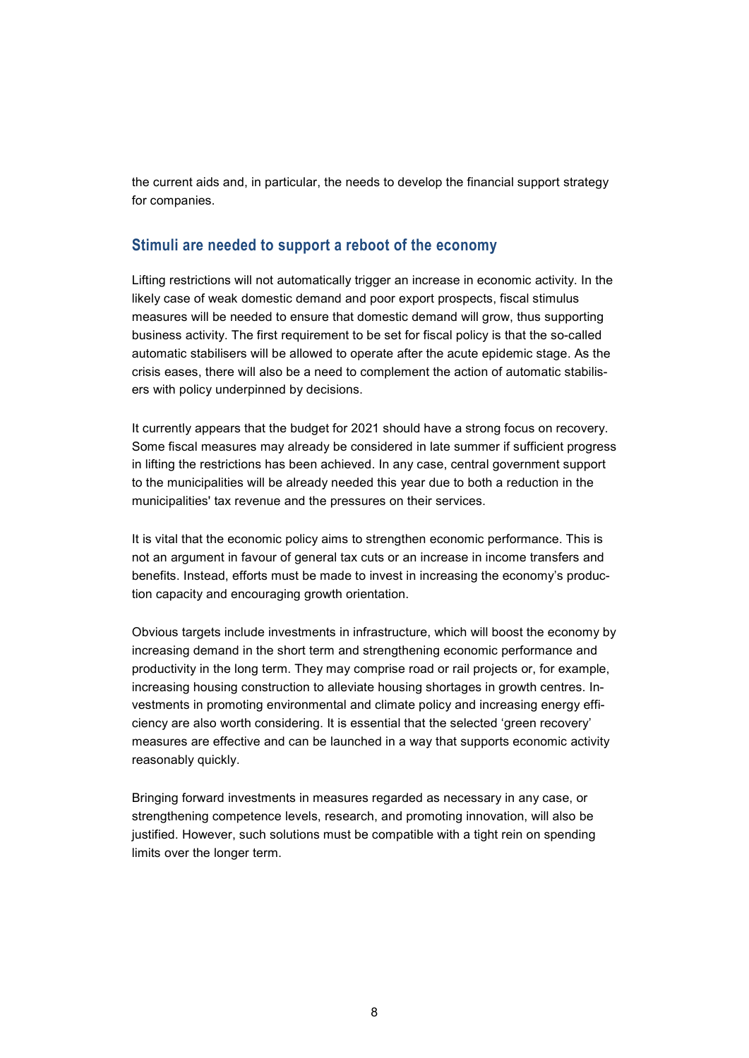the current aids and, in particular, the needs to develop the financial support strategy for companies.

## Stimuli are needed to support a reboot of the economy

Lifting restrictions will not automatically trigger an increase in economic activity. In the likely case of weak domestic demand and poor export prospects, fiscal stimulus measures will be needed to ensure that domestic demand will grow, thus supporting business activity. The first requirement to be set for fiscal policy is that the so-called automatic stabilisers will be allowed to operate after the acute epidemic stage. As the crisis eases, there will also be a need to complement the action of automatic stabilisers with policy underpinned by decisions.

It currently appears that the budget for 2021 should have a strong focus on recovery. Some fiscal measures may already be considered in late summer if sufficient progress in lifting the restrictions has been achieved. In any case, central government support to the municipalities will be already needed this year due to both a reduction in the municipalities' tax revenue and the pressures on their services.

It is vital that the economic policy aims to strengthen economic performance. This is not an argument in favour of general tax cuts or an increase in income transfers and benefits. Instead, efforts must be made to invest in increasing the economy's production capacity and encouraging growth orientation.

Obvious targets include investments in infrastructure, which will boost the economy by increasing demand in the short term and strengthening economic performance and productivity in the long term. They may comprise road or rail projects or, for example, increasing housing construction to alleviate housing shortages in growth centres. Investments in promoting environmental and climate policy and increasing energy efficiency are also worth considering. It is essential that the selected 'green recovery' measures are effective and can be launched in a way that supports economic activity reasonably quickly.

Bringing forward investments in measures regarded as necessary in any case, or strengthening competence levels, research, and promoting innovation, will also be justified. However, such solutions must be compatible with a tight rein on spending limits over the longer term.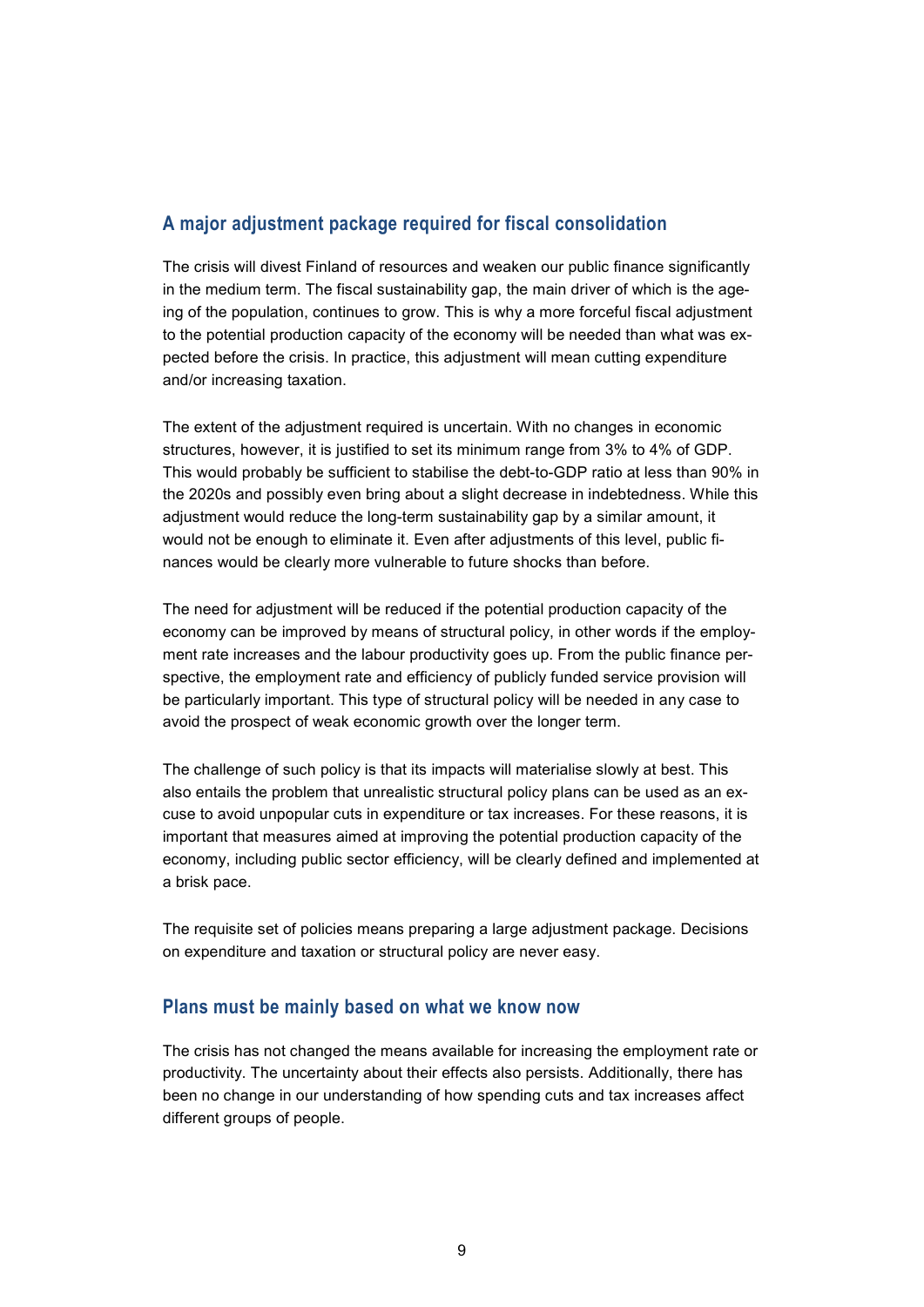## A major adjustment package required for fiscal consolidation

The crisis will divest Finland of resources and weaken our public finance significantly in the medium term. The fiscal sustainability gap, the main driver of which is the ageing of the population, continues to grow. This is why a more forceful fiscal adjustment to the potential production capacity of the economy will be needed than what was expected before the crisis. In practice, this adjustment will mean cutting expenditure and/or increasing taxation.

The extent of the adjustment required is uncertain. With no changes in economic structures, however, it is justified to set its minimum range from 3% to 4% of GDP. This would probably be sufficient to stabilise the debt-to-GDP ratio at less than 90% in the 2020s and possibly even bring about a slight decrease in indebtedness. While this adjustment would reduce the long-term sustainability gap by a similar amount, it would not be enough to eliminate it. Even after adjustments of this level, public finances would be clearly more vulnerable to future shocks than before.

The need for adjustment will be reduced if the potential production capacity of the economy can be improved by means of structural policy, in other words if the employment rate increases and the labour productivity goes up. From the public finance perspective, the employment rate and efficiency of publicly funded service provision will be particularly important. This type of structural policy will be needed in any case to avoid the prospect of weak economic growth over the longer term.

The challenge of such policy is that its impacts will materialise slowly at best. This also entails the problem that unrealistic structural policy plans can be used as an excuse to avoid unpopular cuts in expenditure or tax increases. For these reasons, it is important that measures aimed at improving the potential production capacity of the economy, including public sector efficiency, will be clearly defined and implemented at a brisk pace.

The requisite set of policies means preparing a large adjustment package. Decisions on expenditure and taxation or structural policy are never easy.

## Plans must be mainly based on what we know now

The crisis has not changed the means available for increasing the employment rate or productivity. The uncertainty about their effects also persists. Additionally, there has been no change in our understanding of how spending cuts and tax increases affect different groups of people.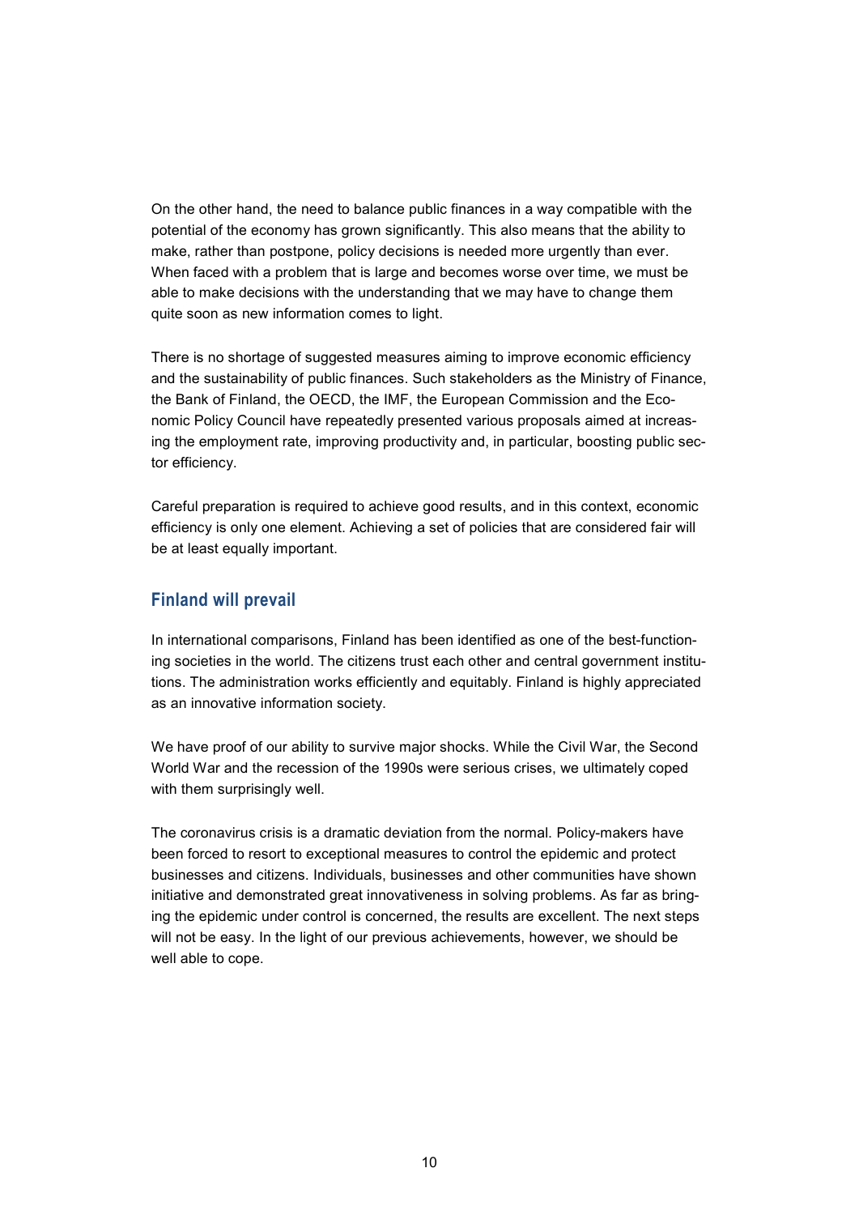On the other hand, the need to balance public finances in a way compatible with the potential of the economy has grown significantly. This also means that the ability to make, rather than postpone, policy decisions is needed more urgently than ever. When faced with a problem that is large and becomes worse over time, we must be able to make decisions with the understanding that we may have to change them quite soon as new information comes to light.

There is no shortage of suggested measures aiming to improve economic efficiency and the sustainability of public finances. Such stakeholders as the Ministry of Finance, the Bank of Finland, the OECD, the IMF, the European Commission and the Economic Policy Council have repeatedly presented various proposals aimed at increasing the employment rate, improving productivity and, in particular, boosting public sector efficiency.

Careful preparation is required to achieve good results, and in this context, economic efficiency is only one element. Achieving a set of policies that are considered fair will be at least equally important.

## Finland will prevail

In international comparisons, Finland has been identified as one of the best-functioning societies in the world. The citizens trust each other and central government institutions. The administration works efficiently and equitably. Finland is highly appreciated as an innovative information society.

We have proof of our ability to survive major shocks. While the Civil War, the Second World War and the recession of the 1990s were serious crises, we ultimately coped with them surprisingly well.

The coronavirus crisis is a dramatic deviation from the normal. Policy-makers have been forced to resort to exceptional measures to control the epidemic and protect businesses and citizens. Individuals, businesses and other communities have shown initiative and demonstrated great innovativeness in solving problems. As far as bringing the epidemic under control is concerned, the results are excellent. The next steps will not be easy. In the light of our previous achievements, however, we should be well able to cope.